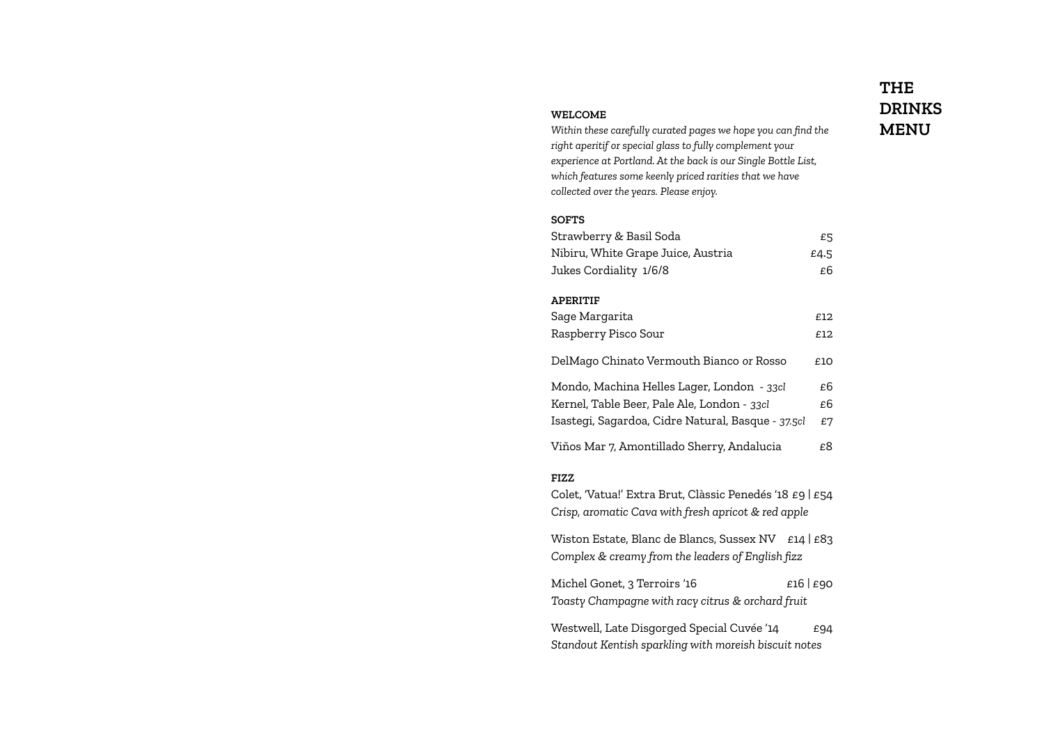# THE DRINKS MENU

## WELCOME

*Within these carefully curated pages we hope you can find the right aperitif or special glass to fully complement your experience at Portland. At the back is our Single Bottle List, which features some keenly priced rarities that we have collected over the years. Please enjoy.*

## SOFTS

| | |
|---|---|
| Strawberry & Basil Soda | £5 |
| Nibiru, White Grape Juice, Austria | £4.5 |
| Jukes Cordiality 1/6/8 | £6 |

## APERITIF

| | |
|---|---|
| Sage Margarita | £12 |
| Raspberry Pisco Sour | £12 |
| DelMago Chinato Vermouth Bianco or Rosso | £10 |
| Mondo, Machina Helles Lager, London - *33cl* | £6 |
| Kernel, Table Beer, Pale Ale, London - *33cl* | £6 |
| Isastegi, Sagardoa, Cidre Natural, Basque - *37.5cl* | £7 |
| Viños Mar 7, Amontillado Sherry, Andalucia | £8 |

## FIZZ

Colet, 'Vatua!' Extra Brut, Clàssic Penedés '18 £9 | £54
*Crisp, aromatic Cava with fresh apricot & red apple*

Wiston Estate, Blanc de Blancs, Sussex NV £14 | £83
*Complex & creamy from the leaders of English fizz*

Michel Gonet, 3 Terroirs '16 £16 | £90
*Toasty Champagne with racy citrus & orchard fruit*

Westwell, Late Disgorged Special Cuvée '14 £94
*Standout Kentish sparkling with moreish biscuit notes*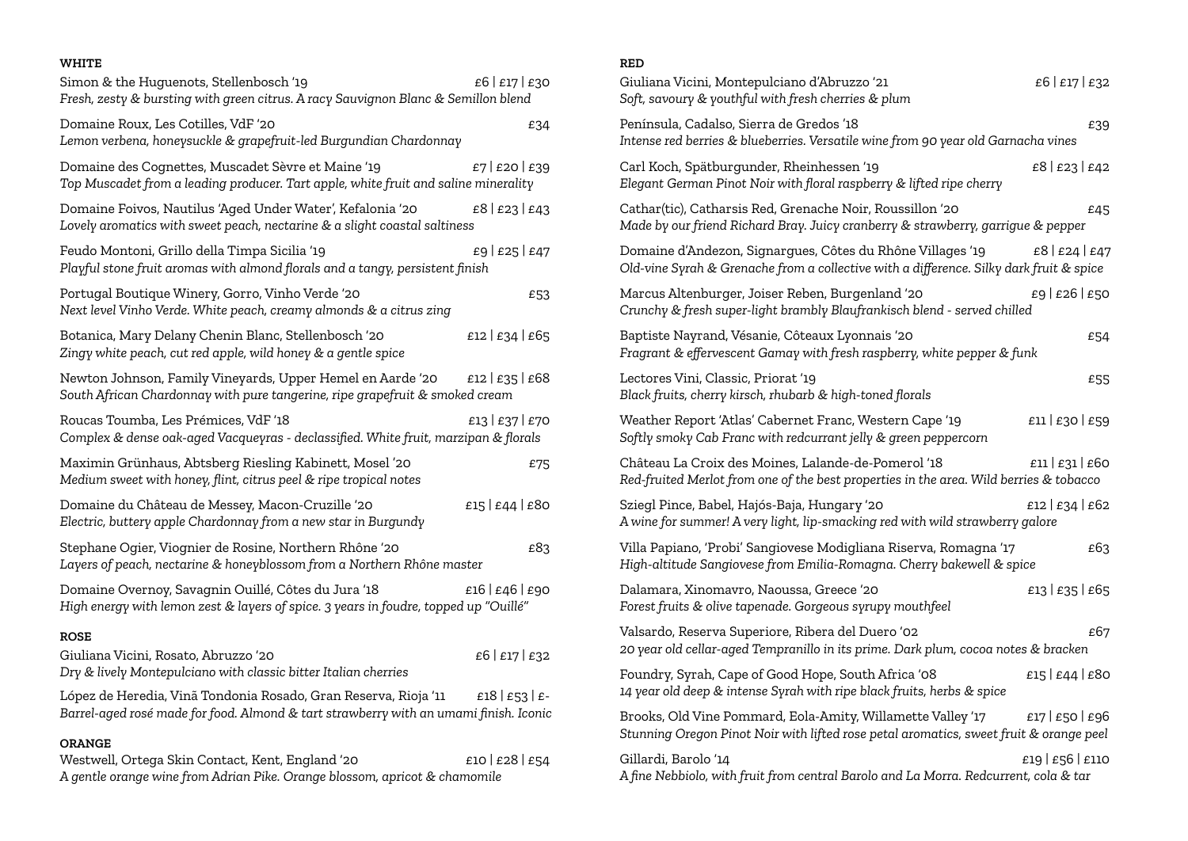## WHITE

Simon & the Huguenots, Stellenbosch '19 — £6 | £17 | £30
*Fresh, zesty & bursting with green citrus. A racy Sauvignon Blanc & Semillon blend*

Domaine Roux, Les Cotilles, VdF '20 — £34
*Lemon verbena, honeysuckle & grapefruit-led Burgundian Chardonnay*

Domaine des Cognettes, Muscadet Sèvre et Maine '19 — £7 | £20 | £39
*Top Muscadet from a leading producer. Tart apple, white fruit and saline minerality*

Domaine Foivos, Nautilus 'Aged Under Water', Kefalonia '20 — £8 | £23 | £43
*Lovely aromatics with sweet peach, nectarine & a slight coastal saltiness*

Feudo Montoni, Grillo della Timpa Sicilia '19 — £9 | £25 | £47
*Playful stone fruit aromas with almond florals and a tangy, persistent finish*

Portugal Boutique Winery, Gorro, Vinho Verde '20 — £53
*Next level Vinho Verde. White peach, creamy almonds & a citrus zing*

Botanica, Mary Delany Chenin Blanc, Stellenbosch '20 — £12 | £34 | £65
*Zingy white peach, cut red apple, wild honey & a gentle spice*

Newton Johnson, Family Vineyards, Upper Hemel en Aarde '20 — £12 | £35 | £68
*South African Chardonnay with pure tangerine, ripe grapefruit & smoked cream*

Roucas Toumba, Les Prémices, VdF '18 — £13 | £37 | £70
*Complex & dense oak-aged Vacqueyras - declassified. White fruit, marzipan & florals*

Maximin Grünhaus, Abtsberg Riesling Kabinett, Mosel '20 — £75
*Medium sweet with honey, flint, citrus peel & ripe tropical notes*

Domaine du Château de Messey, Macon-Cruzille '20 — £15 | £44 | £80
*Electric, buttery apple Chardonnay from a new star in Burgundy*

Stephane Ogier, Viognier de Rosine, Northern Rhône '20 — £83
*Layers of peach, nectarine & honeyblossom from a Northern Rhône master*

Domaine Overnoy, Savagnin Ouillé, Côtes du Jura '18 — £16 | £46 | £90
*High energy with lemon zest & layers of spice. 3 years in foudre, topped up "Ouillé"*

## ROSE

Giuliana Vicini, Rosato, Abruzzo '20 — £6 | £17 | £32
*Dry & lively Montepulciano with classic bitter Italian cherries*

López de Heredia, Vinã Tondonia Rosado, Gran Reserva, Rioja '11 — £18 | £53 | £-
*Barrel-aged rosé made for food. Almond & tart strawberry with an umami finish. Iconic*

## ORANGE

Westwell, Ortega Skin Contact, Kent, England '20 — £10 | £28 | £54
*A gentle orange wine from Adrian Pike. Orange blossom, apricot & chamomile*

## RED

Giuliana Vicini, Montepulciano d'Abruzzo '21 — £6 | £17 | £32
*Soft, savoury & youthful with fresh cherries & plum*

Península, Cadalso, Sierra de Gredos '18 — £39
*Intense red berries & blueberries. Versatile wine from 90 year old Garnacha vines*

Carl Koch, Spätburgunder, Rheinhessen '19 — £8 | £23 | £42
*Elegant German Pinot Noir with floral raspberry & lifted ripe cherry*

Cathar(tic), Catharsis Red, Grenache Noir, Roussillon '20 — £45
*Made by our friend Richard Bray. Juicy cranberry & strawberry, garrigue & pepper*

Domaine d'Andezon, Signargues, Côtes du Rhône Villages '19 — £8 | £24 | £47
*Old-vine Syrah & Grenache from a collective with a difference. Silky dark fruit & spice*

Marcus Altenburger, Joiser Reben, Burgenland '20 — £9 | £26 | £50
*Crunchy & fresh super-light brambly Blaufrankisch blend - served chilled*

Baptiste Nayrand, Vésanie, Côteaux Lyonnais '20 — £54
*Fragrant & effervescent Gamay with fresh raspberry, white pepper & funk*

Lectores Vini, Classic, Priorat '19 — £55
*Black fruits, cherry kirsch, rhubarb & high-toned florals*

Weather Report 'Atlas' Cabernet Franc, Western Cape '19 — £11 | £30 | £59
*Softly smoky Cab Franc with redcurrant jelly & green peppercorn*

Château La Croix des Moines, Lalande-de-Pomerol '18 — £11 | £31 | £60
*Red-fruited Merlot from one of the best properties in the area. Wild berries & tobacco*

Sziegl Pince, Babel, Hajós-Baja, Hungary '20 — £12 | £34 | £62
*A wine for summer! A very light, lip-smacking red with wild strawberry galore*

Villa Papiano, 'Probi' Sangiovese Modigliana Riserva, Romagna '17 — £63
*High-altitude Sangiovese from Emilia-Romagna. Cherry bakewell & spice*

Dalamara, Xinomavro, Naoussa, Greece '20 — £13 | £35 | £65
*Forest fruits & olive tapenade. Gorgeous syrupy mouthfeel*

Valsardo, Reserva Superiore, Ribera del Duero '02 — £67
*20 year old cellar-aged Tempranillo in its prime. Dark plum, cocoa notes & bracken*

Foundry, Syrah, Cape of Good Hope, South Africa '08 — £15 | £44 | £80
*14 year old deep & intense Syrah with ripe black fruits, herbs & spice*

Brooks, Old Vine Pommard, Eola-Amity, Willamette Valley '17 — £17 | £50 | £96
*Stunning Oregon Pinot Noir with lifted rose petal aromatics, sweet fruit & orange peel*

Gillardi, Barolo '14 — £19 | £56 | £110
*A fine Nebbiolo, with fruit from central Barolo and La Morra. Redcurrent, cola & tar*